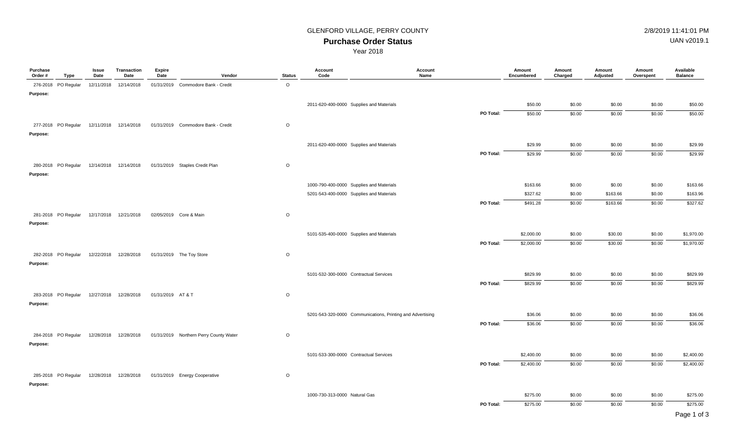GLENFORD VILLAGE, PERRY COUNTY

# Purchase Order Status

Year 2018

2/8/2019 11:41:01 PM

UAN v2019.1

| Purchase Order # | Type | Issue Date | Transaction Date | Expire Date | Vendor | Status | Account Code | Account Name | | Amount Encumbered | Amount Charged | Amount Adjusted | Amount Overspent | Available Balance |
|---|---|---|---|---|---|---|---|---|---|---|---|---|---|---|
| 276-2018 | PO Regular | 12/11/2018 | 12/14/2018 | 01/31/2019 | Commodore Bank - Credit | O | | | | | | | | |
| Purpose: | | | | | | | | | | | | | | |
| | | | | | | | 2011-620-400-0000 | Supplies and Materials | | $50.00 | $0.00 | $0.00 | $0.00 | $50.00 |
| | | | | | | | | | PO Total: | $50.00 | $0.00 | $0.00 | $0.00 | $50.00 |
| 277-2018 | PO Regular | 12/11/2018 | 12/14/2018 | 01/31/2019 | Commodore Bank - Credit | O | | | | | | | | |
| Purpose: | | | | | | | | | | | | | | |
| | | | | | | | 2011-620-400-0000 | Supplies and Materials | | $29.99 | $0.00 | $0.00 | $0.00 | $29.99 |
| | | | | | | | | | PO Total: | $29.99 | $0.00 | $0.00 | $0.00 | $29.99 |
| 280-2018 | PO Regular | 12/14/2018 | 12/14/2018 | 01/31/2019 | Staples Credit Plan | O | | | | | | | | |
| Purpose: | | | | | | | | | | | | | | |
| | | | | | | | 1000-790-400-0000 | Supplies and Materials | | $163.66 | $0.00 | $0.00 | $0.00 | $163.66 |
| | | | | | | | 5201-543-400-0000 | Supplies and Materials | | $327.62 | $0.00 | $163.66 | $0.00 | $163.96 |
| | | | | | | | | | PO Total: | $491.28 | $0.00 | $163.66 | $0.00 | $327.62 |
| 281-2018 | PO Regular | 12/17/2018 | 12/21/2018 | 02/05/2019 | Core & Main | O | | | | | | | | |
| Purpose: | | | | | | | | | | | | | | |
| | | | | | | | 5101-535-400-0000 | Supplies and Materials | | $2,000.00 | $0.00 | $30.00 | $0.00 | $1,970.00 |
| | | | | | | | | | PO Total: | $2,000.00 | $0.00 | $30.00 | $0.00 | $1,970.00 |
| 282-2018 | PO Regular | 12/22/2018 | 12/28/2018 | 01/31/2019 | The Toy Store | O | | | | | | | | |
| Purpose: | | | | | | | | | | | | | | |
| | | | | | | | 5101-532-300-0000 | Contractual Services | | $829.99 | $0.00 | $0.00 | $0.00 | $829.99 |
| | | | | | | | | | PO Total: | $829.99 | $0.00 | $0.00 | $0.00 | $829.99 |
| 283-2018 | PO Regular | 12/27/2018 | 12/28/2018 | 01/31/2019 | AT & T | O | | | | | | | | |
| Purpose: | | | | | | | | | | | | | | |
| | | | | | | | 5201-543-320-0000 | Communications, Printing and Advertising | | $36.06 | $0.00 | $0.00 | $0.00 | $36.06 |
| | | | | | | | | | PO Total: | $36.06 | $0.00 | $0.00 | $0.00 | $36.06 |
| 284-2018 | PO Regular | 12/28/2018 | 12/28/2018 | 01/31/2019 | Northern Perry County Water | O | | | | | | | | |
| Purpose: | | | | | | | | | | | | | | |
| | | | | | | | 5101-533-300-0000 | Contractual Services | | $2,400.00 | $0.00 | $0.00 | $0.00 | $2,400.00 |
| | | | | | | | | | PO Total: | $2,400.00 | $0.00 | $0.00 | $0.00 | $2,400.00 |
| 285-2018 | PO Regular | 12/28/2018 | 12/28/2018 | 01/31/2019 | Energy Cooperative | O | | | | | | | | |
| Purpose: | | | | | | | | | | | | | | |
| | | | | | | | 1000-730-313-0000 | Natural Gas | | $275.00 | $0.00 | $0.00 | $0.00 | $275.00 |
| | | | | | | | | | PO Total: | $275.00 | $0.00 | $0.00 | $0.00 | $275.00 |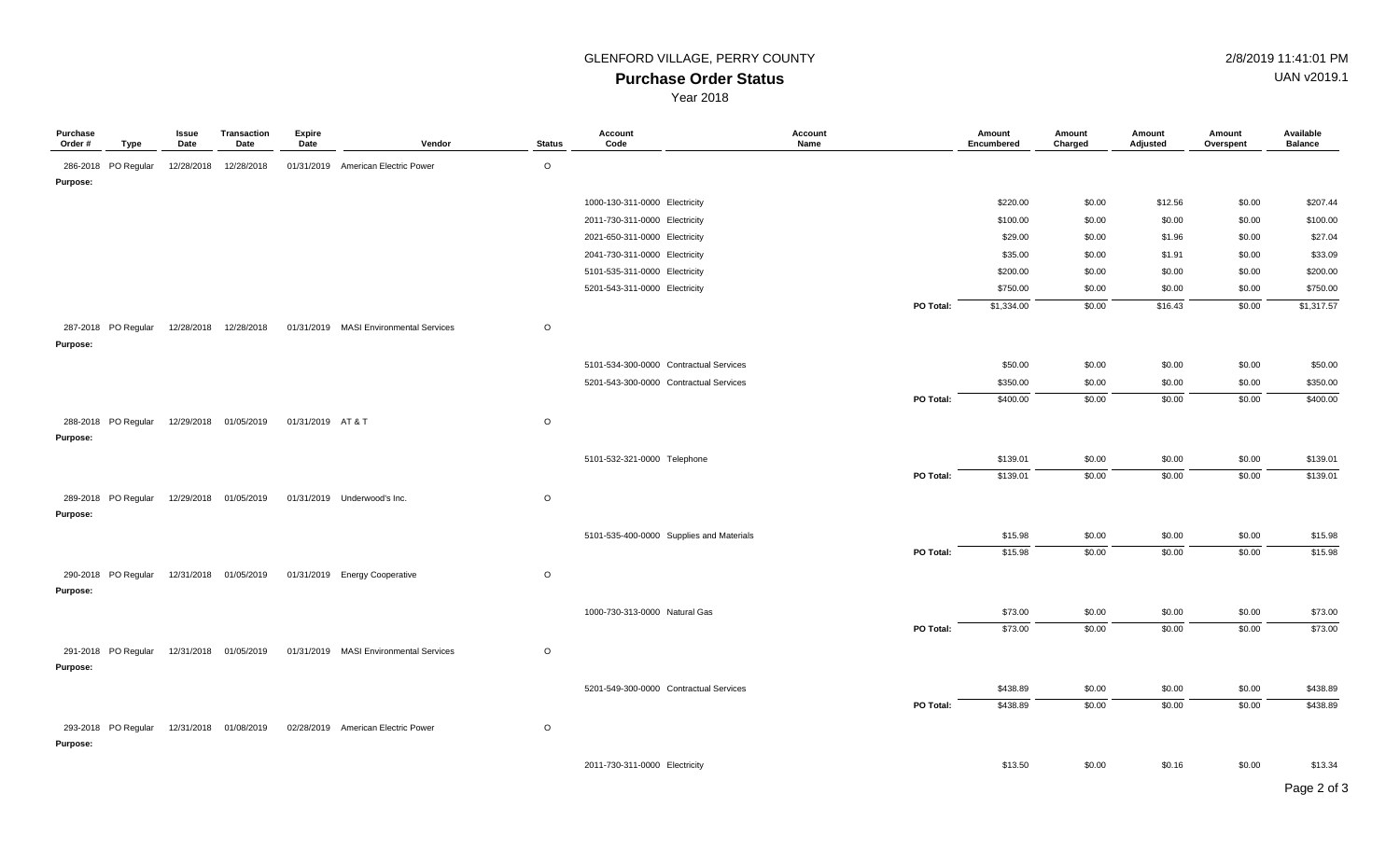GLENFORD VILLAGE, PERRY COUNTY

**Purchase Order Status**

Year 2018

| Purchase Order # | Type | Issue Date | Transaction Date | Expire Date | Vendor | Status | Account Code | Account Name | | Amount Encumbered | Amount Charged | Amount Adjusted | Amount Overspent | Available Balance |
|---|---|---|---|---|---|---|---|---|---|---|---|---|---|---|
| 286-2018 | PO Regular | 12/28/2018 | 12/28/2018 | 01/31/2019 | American Electric Power | O | | | | | | | | |
| Purpose: | | | | | | | | | | | | | | |
| | | | | | | | 1000-130-311-0000 | Electricity | | $220.00 | $0.00 | $12.56 | $0.00 | $207.44 |
| | | | | | | | 2011-730-311-0000 | Electricity | | $100.00 | $0.00 | $0.00 | $0.00 | $100.00 |
| | | | | | | | 2021-650-311-0000 | Electricity | | $29.00 | $0.00 | $1.96 | $0.00 | $27.04 |
| | | | | | | | 2041-730-311-0000 | Electricity | | $35.00 | $0.00 | $1.91 | $0.00 | $33.09 |
| | | | | | | | 5101-535-311-0000 | Electricity | | $200.00 | $0.00 | $0.00 | $0.00 | $200.00 |
| | | | | | | | 5201-543-311-0000 | Electricity | | $750.00 | $0.00 | $0.00 | $0.00 | $750.00 |
| | | | | | | | | | PO Total: | $1,334.00 | $0.00 | $16.43 | $0.00 | $1,317.57 |
| 287-2018 | PO Regular | 12/28/2018 | 12/28/2018 | 01/31/2019 | MASI Environmental Services | O | | | | | | | | |
| Purpose: | | | | | | | | | | | | | | |
| | | | | | | | 5101-534-300-0000 | Contractual Services | | $50.00 | $0.00 | $0.00 | $0.00 | $50.00 |
| | | | | | | | 5201-543-300-0000 | Contractual Services | | $350.00 | $0.00 | $0.00 | $0.00 | $350.00 |
| | | | | | | | | | PO Total: | $400.00 | $0.00 | $0.00 | $0.00 | $400.00 |
| 288-2018 | PO Regular | 12/29/2018 | 01/05/2019 | 01/31/2019 | AT & T | O | | | | | | | | |
| Purpose: | | | | | | | | | | | | | | |
| | | | | | | | 5101-532-321-0000 | Telephone | | $139.01 | $0.00 | $0.00 | $0.00 | $139.01 |
| | | | | | | | | | PO Total: | $139.01 | $0.00 | $0.00 | $0.00 | $139.01 |
| 289-2018 | PO Regular | 12/29/2018 | 01/05/2019 | 01/31/2019 | Underwood's Inc. | O | | | | | | | | |
| Purpose: | | | | | | | | | | | | | | |
| | | | | | | | 5101-535-400-0000 | Supplies and Materials | | $15.98 | $0.00 | $0.00 | $0.00 | $15.98 |
| | | | | | | | | | PO Total: | $15.98 | $0.00 | $0.00 | $0.00 | $15.98 |
| 290-2018 | PO Regular | 12/31/2018 | 01/05/2019 | 01/31/2019 | Energy Cooperative | O | | | | | | | | |
| Purpose: | | | | | | | | | | | | | | |
| | | | | | | | 1000-730-313-0000 | Natural Gas | | $73.00 | $0.00 | $0.00 | $0.00 | $73.00 |
| | | | | | | | | | PO Total: | $73.00 | $0.00 | $0.00 | $0.00 | $73.00 |
| 291-2018 | PO Regular | 12/31/2018 | 01/05/2019 | 01/31/2019 | MASI Environmental Services | O | | | | | | | | |
| Purpose: | | | | | | | | | | | | | | |
| | | | | | | | 5201-549-300-0000 | Contractual Services | | $438.89 | $0.00 | $0.00 | $0.00 | $438.89 |
| | | | | | | | | | PO Total: | $438.89 | $0.00 | $0.00 | $0.00 | $438.89 |
| 293-2018 | PO Regular | 12/31/2018 | 01/08/2019 | 02/28/2019 | American Electric Power | O | | | | | | | | |
| Purpose: | | | | | | | | | | | | | | |
| | | | | | | | 2011-730-311-0000 | Electricity | | $13.50 | $0.00 | $0.16 | $0.00 | $13.34 |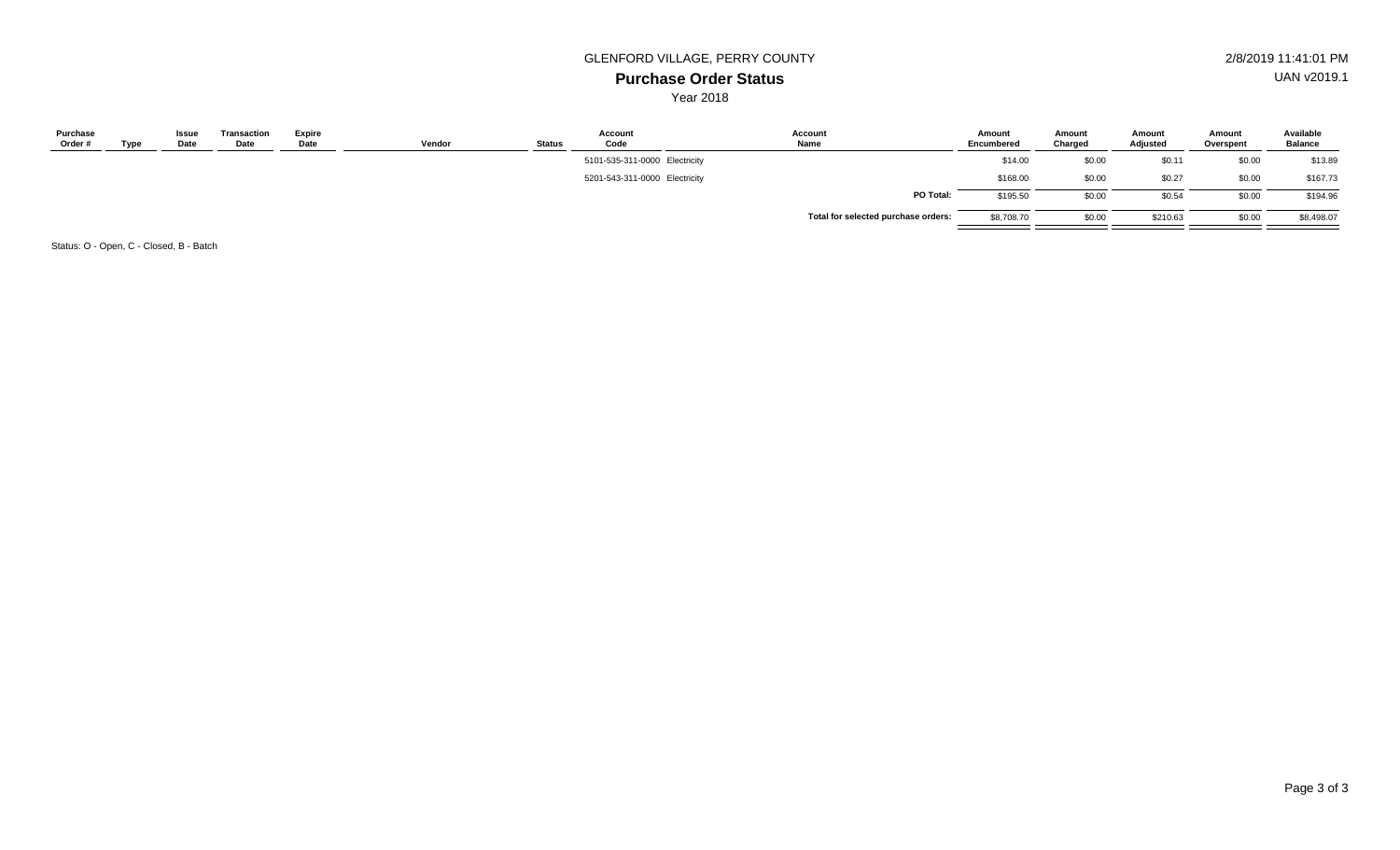GLENFORD VILLAGE, PERRY COUNTY

## Purchase Order Status

Year 2018

| Purchase Order # | Type | Issue Date | Transaction Date | Expire Date | Vendor | Status | Account Code | Account Name | Amount Encumbered | Amount Charged | Amount Adjusted | Amount Overspent | Available Balance |
|---|---|---|---|---|---|---|---|---|---|---|---|---|---|
| | | | | | | | 5101-535-311-0000 | Electricity | $14.00 | $0.00 | $0.11 | $0.00 | $13.89 |
| | | | | | | | 5201-543-311-0000 | Electricity | $168.00 | $0.00 | $0.27 | $0.00 | $167.73 |
| | | | | | | | | **PO Total:** | $195.50 | $0.00 | $0.54 | $0.00 | $194.96 |
| | | | | | | | | **Total for selected purchase orders:** | $8,708.70 | $0.00 | $210.63 | $0.00 | $8,498.07 |

Status: O - Open, C - Closed, B - Batch